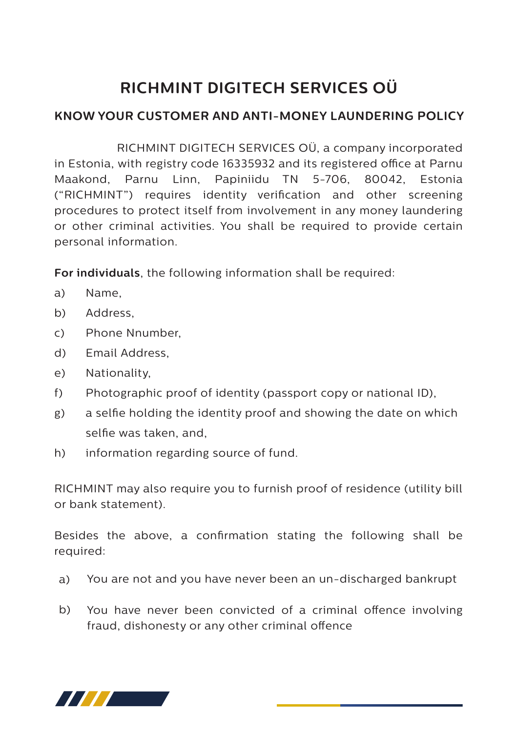# RICHMINT DIGITECH SERVICES OÜ

## KNOW YOUR CUSTOMER AND ANTI-MONEY LAUNDERING POLICY

RICHMINT DIGITECH SERVICES OÜ, a company incorporated in Estonia, with registry code 16335932 and its registered office at Parnu Maakond, Parnu Linn, Papiniidu TN 5-706, 80042, Estonia ("RICHMINT") requires identity verification and other screening procedures to protect itself from involvement in any money laundering or other criminal activities. You shall be required to provide certain personal information.

**For individuals**, the following information shall be required:

a) Name,

b) Address,

c) Phone Nnumber,

d) Email Address,

e) Nationality,

f) Photographic proof of identity (passport copy or national ID),

g) a selfie holding the identity proof and showing the date on which selfie was taken, and,

h) information regarding source of fund.

RICHMINT may also require you to furnish proof of residence (utility bill or bank statement).

Besides the above, a confirmation stating the following shall be required:

a) You are not and you have never been an un-discharged bankrupt

b) You have never been convicted of a criminal offence involving fraud, dishonesty or any other criminal offence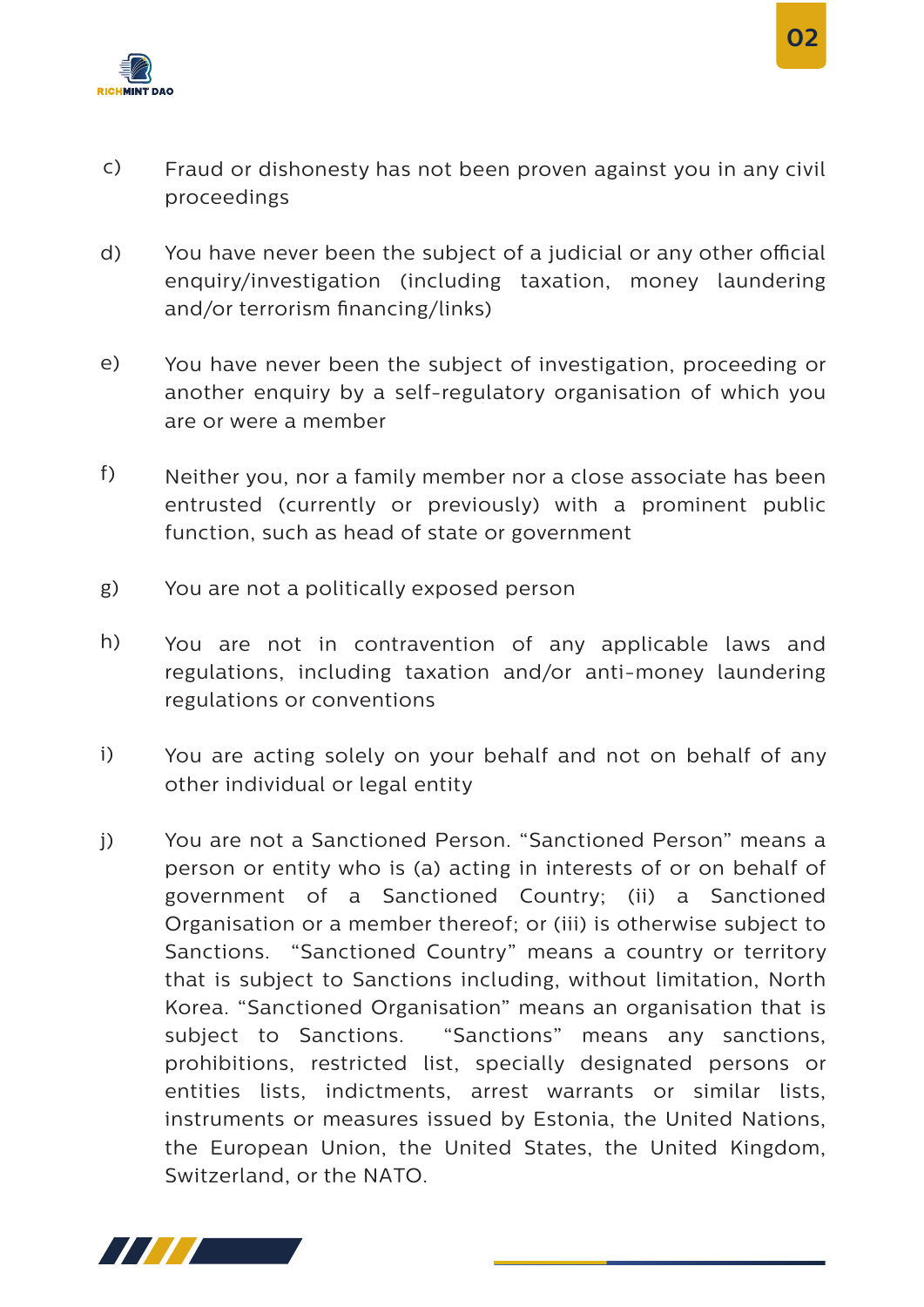c) Fraud or dishonesty has not been proven against you in any civil proceedings

d) You have never been the subject of a judicial or any other official enquiry/investigation (including taxation, money laundering and/or terrorism financing/links)

e) You have never been the subject of investigation, proceeding or another enquiry by a self-regulatory organisation of which you are or were a member

f) Neither you, nor a family member nor a close associate has been entrusted (currently or previously) with a prominent public function, such as head of state or government

g) You are not a politically exposed person

h) You are not in contravention of any applicable laws and regulations, including taxation and/or anti-money laundering regulations or conventions

i) You are acting solely on your behalf and not on behalf of any other individual or legal entity

j) You are not a Sanctioned Person. "Sanctioned Person" means a person or entity who is (a) acting in interests of or on behalf of government of a Sanctioned Country; (ii) a Sanctioned Organisation or a member thereof; or (iii) is otherwise subject to Sanctions. "Sanctioned Country" means a country or territory that is subject to Sanctions including, without limitation, North Korea. "Sanctioned Organisation" means an organisation that is subject to Sanctions. "Sanctions" means any sanctions, prohibitions, restricted list, specially designated persons or entities lists, indictments, arrest warrants or similar lists, instruments or measures issued by Estonia, the United Nations, the European Union, the United States, the United Kingdom, Switzerland, or the NATO.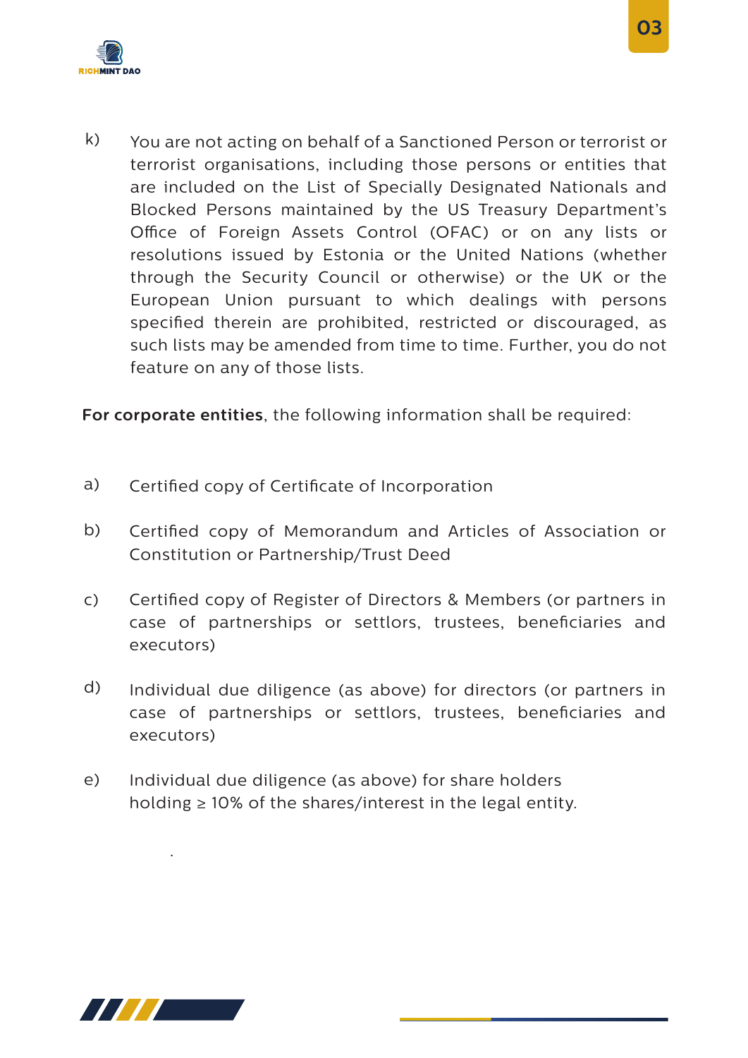k) You are not acting on behalf of a Sanctioned Person or terrorist or terrorist organisations, including those persons or entities that are included on the List of Specially Designated Nationals and Blocked Persons maintained by the US Treasury Department's Office of Foreign Assets Control (OFAC) or on any lists or resolutions issued by Estonia or the United Nations (whether through the Security Council or otherwise) or the UK or the European Union pursuant to which dealings with persons specified therein are prohibited, restricted or discouraged, as such lists may be amended from time to time. Further, you do not feature on any of those lists.

**For corporate entities**, the following information shall be required:

a) Certified copy of Certificate of Incorporation

b) Certified copy of Memorandum and Articles of Association or Constitution or Partnership/Trust Deed

c) Certified copy of Register of Directors & Members (or partners in case of partnerships or settlors, trustees, beneficiaries and executors)

d) Individual due diligence (as above) for directors (or partners in case of partnerships or settlors, trustees, beneficiaries and executors)

e) Individual due diligence (as above) for share holders holding ≥ 10% of the shares/interest in the legal entity.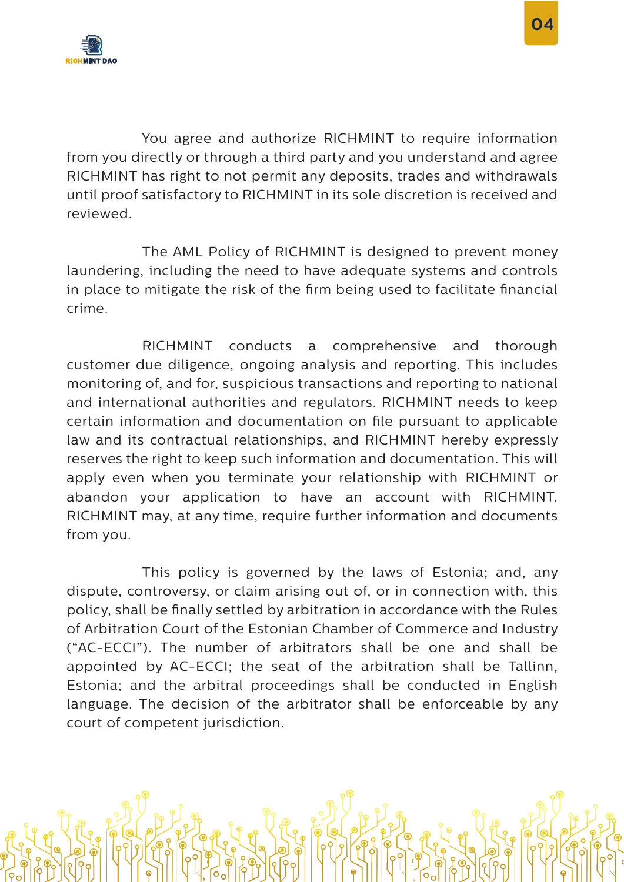You agree and authorize RICHMINT to require information from you directly or through a third party and you understand and agree RICHMINT has right to not permit any deposits, trades and withdrawals until proof satisfactory to RICHMINT in its sole discretion is received and reviewed.

The AML Policy of RICHMINT is designed to prevent money laundering, including the need to have adequate systems and controls in place to mitigate the risk of the firm being used to facilitate financial crime.

RICHMINT conducts a comprehensive and thorough customer due diligence, ongoing analysis and reporting. This includes monitoring of, and for, suspicious transactions and reporting to national and international authorities and regulators. RICHMINT needs to keep certain information and documentation on file pursuant to applicable law and its contractual relationships, and RICHMINT hereby expressly reserves the right to keep such information and documentation. This will apply even when you terminate your relationship with RICHMINT or abandon your application to have an account with RICHMINT. RICHMINT may, at any time, require further information and documents from you.

This policy is governed by the laws of Estonia; and, any dispute, controversy, or claim arising out of, or in connection with, this policy, shall be finally settled by arbitration in accordance with the Rules of Arbitration Court of the Estonian Chamber of Commerce and Industry ("AC-ECCI"). The number of arbitrators shall be one and shall be appointed by AC-ECCI; the seat of the arbitration shall be Tallinn, Estonia; and the arbitral proceedings shall be conducted in English language. The decision of the arbitrator shall be enforceable by any court of competent jurisdiction.